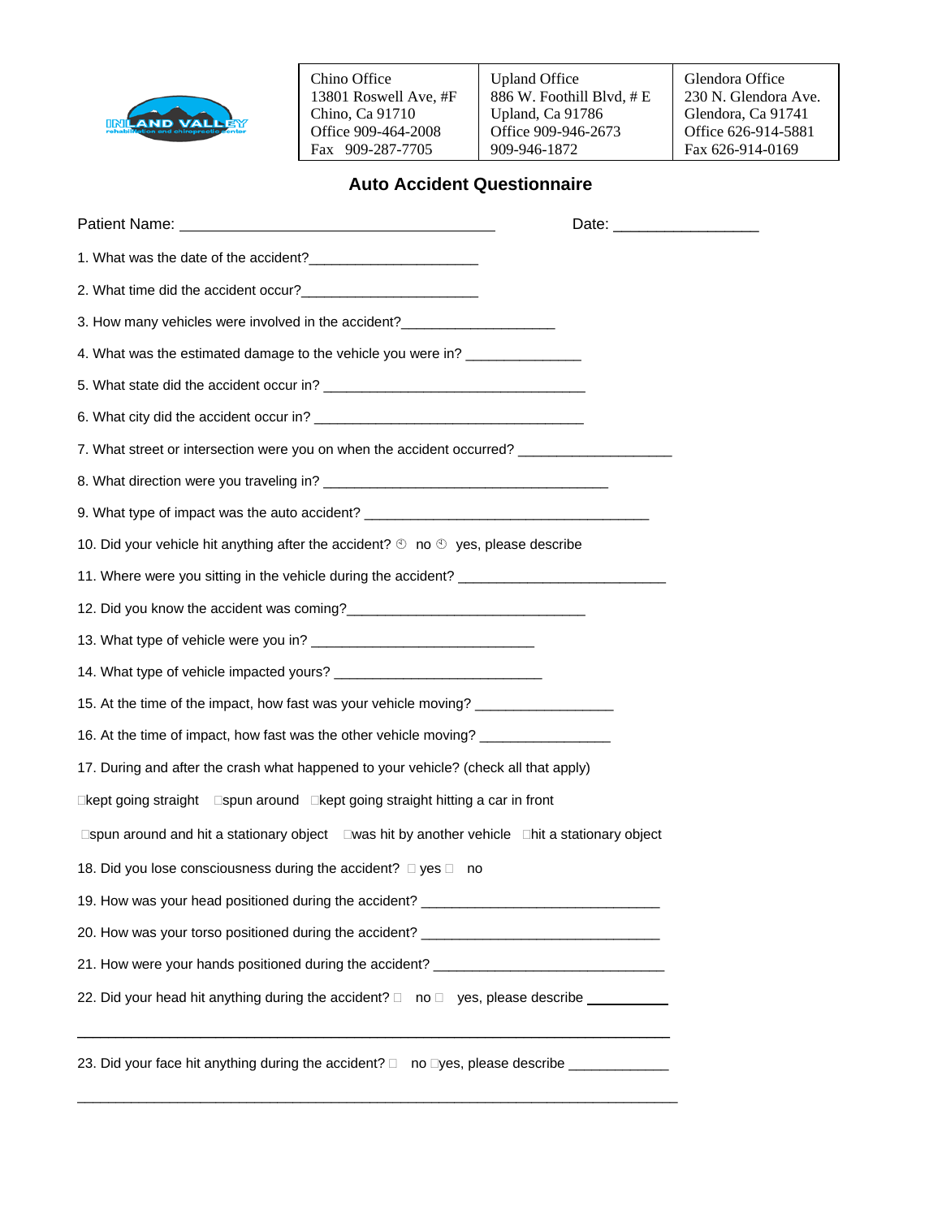INLAND VALLEY rehabilitation and chiropractic center

| Chino Office | Upland Office | Glendora Office |
|---|---|---|
| 13801 Roswell Ave, #F | 886 W. Foothill Blvd, # E | 230 N. Glendora Ave. |
| Chino, Ca 91710 | Upland, Ca 91786 | Glendora, Ca 91741 |
| Office 909-464-2008 | Office 909-946-2673 | Office 626-914-5881 |
| Fax 909-287-7705 | 909-946-1872 | Fax 626-914-0169 |

## Auto Accident Questionnaire

Patient Name: ________________________________________ Date: __________________

1. What was the date of the accident?______________________

2. What time did the accident occur?_______________________

3. How many vehicles were involved in the accident?____________________

4. What was the estimated damage to the vehicle you were in? _______________

5. What state did the accident occur in? __________________________________

6. What city did the accident occur in? ___________________________________

7. What street or intersection were you on when the accident occurred? ____________________

8. What direction were you traveling in? ____________________________________

9. What type of impact was the auto accident? ____________________________________

10. Did your vehicle hit anything after the accident? ☐ no ☐ yes, please describe

11. Where were you sitting in the vehicle during the accident? ___________________________

12. Did you know the accident was coming?_______________________________

13. What type of vehicle were you in? _____________________________

14. What type of vehicle impacted yours? ___________________________

15. At the time of the impact, how fast was your vehicle moving? __________________

16. At the time of impact, how fast was the other vehicle moving? _________________

17. During and after the crash what happened to your vehicle? (check all that apply)

☐kept going straight ☐spun around ☐kept going straight hitting a car in front

☐spun around and hit a stationary object ☐was hit by another vehicle ☐hit a stationary object

18. Did you lose consciousness during the accident? ☐ yes ☐ no

19. How was your head positioned during the accident? ________________________________

20. How was your torso positioned during the accident? ________________________________

21. How were your hands positioned during the accident? _______________________________

22. Did your head hit anything during the accident? ☐ no ☐ yes, please describe ___________

_______________________________________________________________________________

23. Did your face hit anything during the accident? ☐ no ☐yes, please describe _____________

_______________________________________________________________________________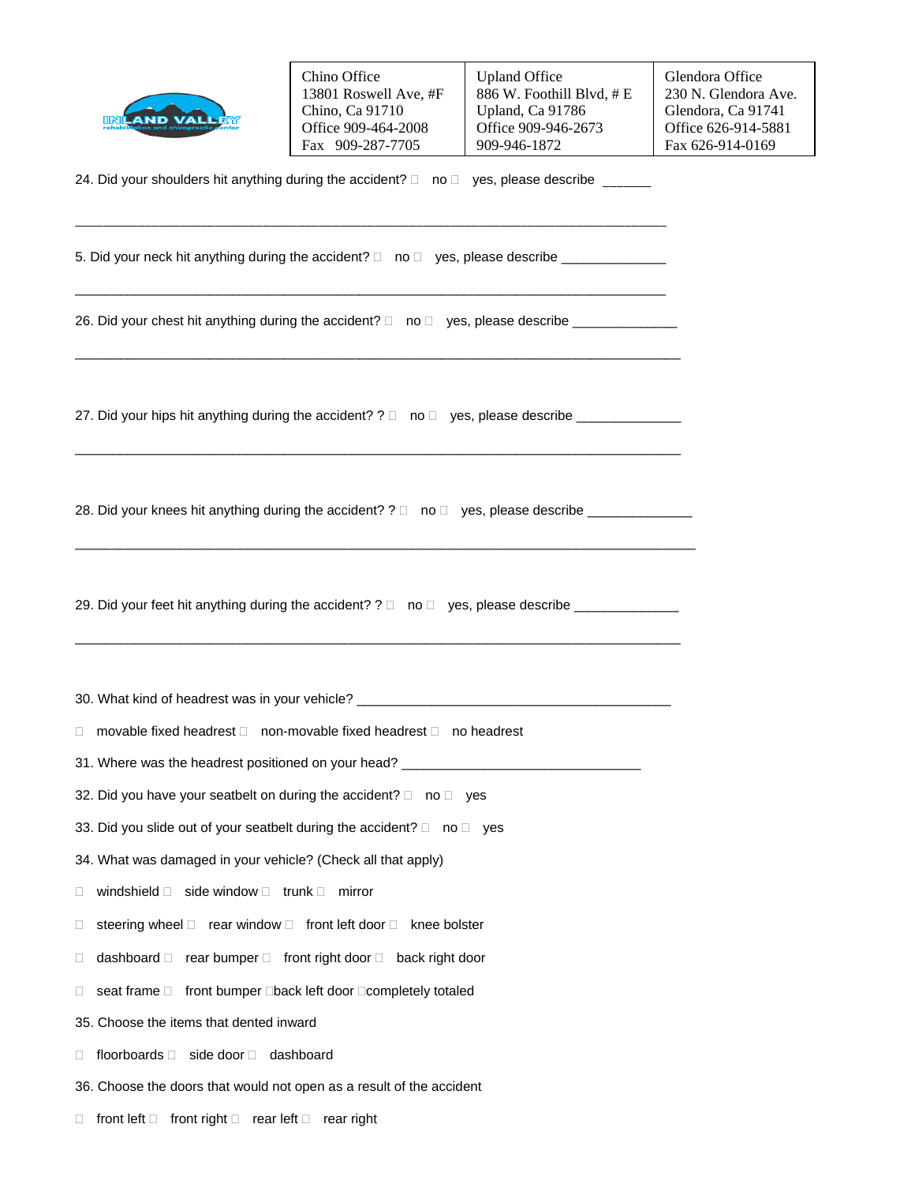| Chino Office | Upland Office | Glendora Office |
|---|---|---|
| 13801 Roswell Ave, #F | 886 W. Foothill Blvd, # E | 230 N. Glendora Ave. |
| Chino, Ca 91710 | Upland, Ca 91786 | Glendora, Ca 91741 |
| Office 909-464-2008 | Office 909-946-2673 | Office 626-914-5881 |
| Fax 909-287-7705 | 909-946-1872 | Fax 626-914-0169 |

24. Did your shoulders hit anything during the accident? ☐ no ☐ yes, please describe ______

_____________________________________________________________________________

5. Did your neck hit anything during the accident? ☐ no ☐ yes, please describe ______________

_____________________________________________________________________________

26. Did your chest hit anything during the accident? ☐ no ☐ yes, please describe ______________

_____________________________________________________________________________

27. Did your hips hit anything during the accident? ? ☐ no ☐ yes, please describe ______________

_____________________________________________________________________________

28. Did your knees hit anything during the accident? ? ☐ no ☐ yes, please describe ______________

_____________________________________________________________________________

29. Did your feet hit anything during the accident? ? ☐ no ☐ yes, please describe ______________

_____________________________________________________________________________

30. What kind of headrest was in your vehicle? ____________________________________________

☐ movable fixed headrest ☐ non-movable fixed headrest ☐ no headrest

31. Where was the headrest positioned on your head? _________________________________

32. Did you have your seatbelt on during the accident? ☐ no ☐ yes

33. Did you slide out of your seatbelt during the accident? ☐ no ☐ yes

34. What was damaged in your vehicle? (Check all that apply)

☐ windshield ☐ side window ☐ trunk ☐ mirror

☐ steering wheel ☐ rear window ☐ front left door ☐ knee bolster

☐ dashboard ☐ rear bumper ☐ front right door ☐ back right door

☐ seat frame ☐ front bumper ☐back left door ☐completely totaled

35. Choose the items that dented inward

☐ floorboards ☐ side door ☐ dashboard

36. Choose the doors that would not open as a result of the accident

☐ front left ☐ front right ☐ rear left ☐ rear right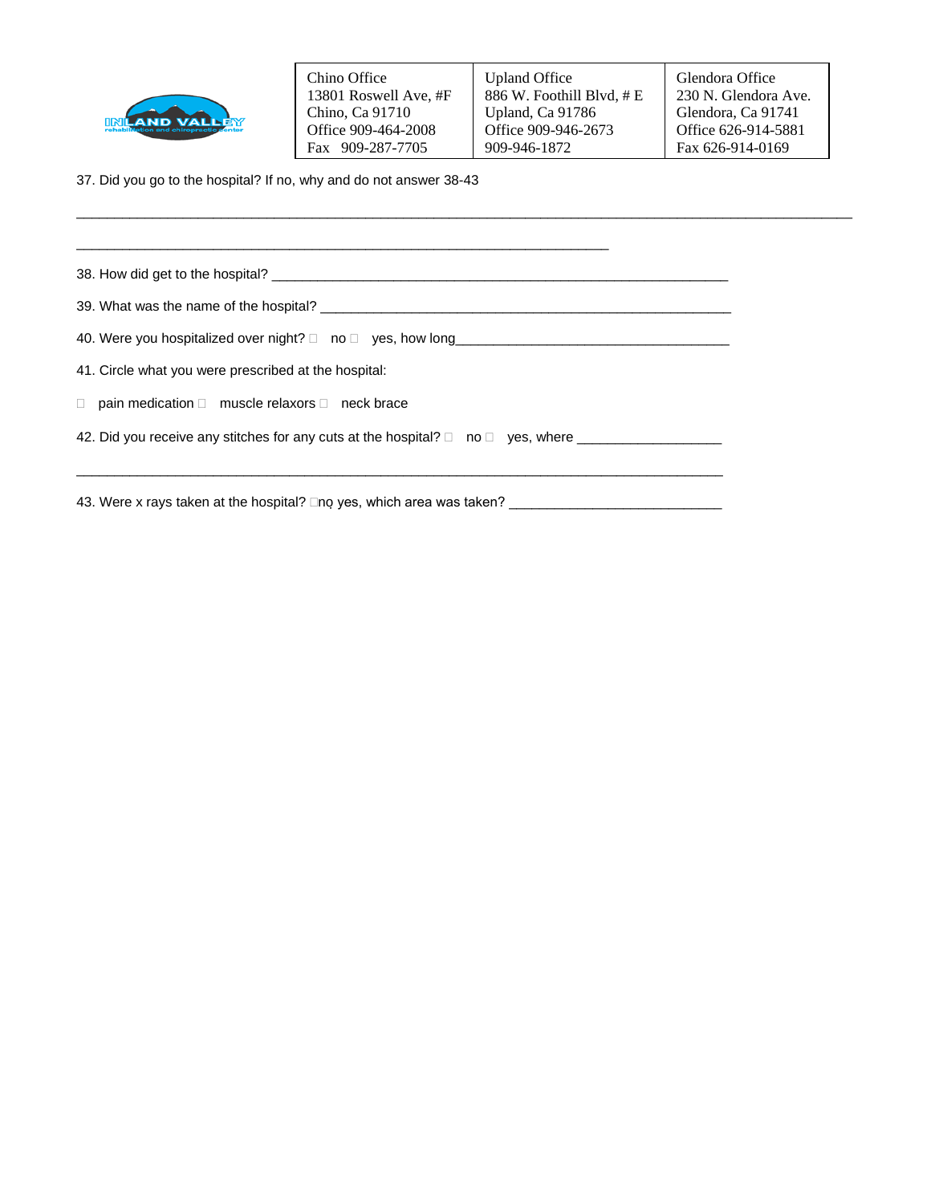| Chino Office | Upland Office | Glendora Office |
| --- | --- | --- |
| 13801 Roswell Ave, #F | 886 W. Foothill Blvd, # E | 230 N. Glendora Ave. |
| Chino, Ca 91710 | Upland, Ca 91786 | Glendora, Ca 91741 |
| Office 909-464-2008 | Office 909-946-2673 | Office 626-914-5881 |
| Fax 909-287-7705 | 909-946-1872 | Fax 626-914-0169 |

37. Did you go to the hospital? If no, why and do not answer 38-43

___________________________________________________________________________________________________

___________________________________________________________________

38. How did get to the hospital? ___________________________________________________________

39. What was the name of the hospital? ____________________________________________________

40. Were you hospitalized over night? ☐ no ☐ yes, how long_____________________________________

41. Circle what you were prescribed at the hospital:

☐ pain medication ☐ muscle relaxors ☐ neck brace

42. Did you receive any stitches for any cuts at the hospital? ☐ no ☐ yes, where ___________________

_________________________________________________________________________________

43. Were x rays taken at the hospital? ☐no yes, which area was taken? ____________________________